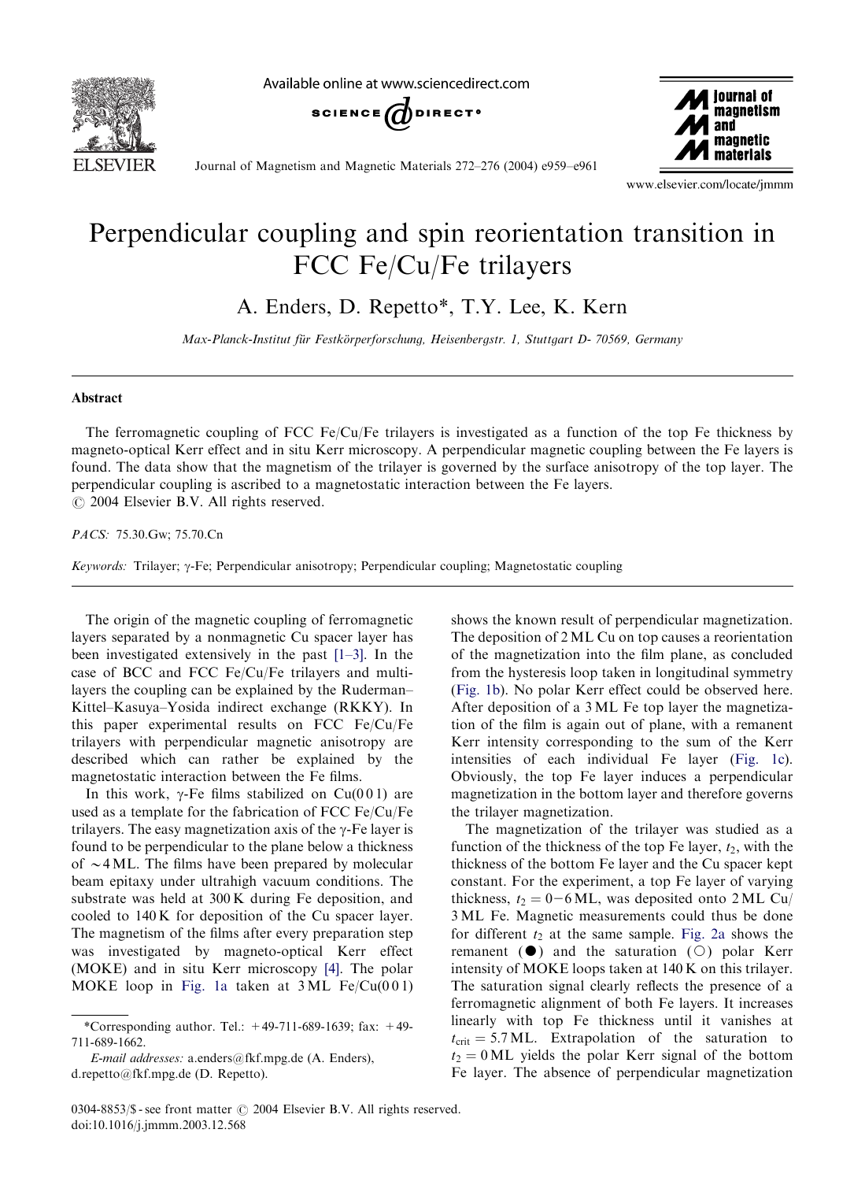# Perpendicular coupling and spin reorientation transition in FCC Fe/Cu/Fe trilayers

A. Enders, D. Repetto*, T.Y. Lee, K. Kern

*Max-Planck-Institut für Festkörperforschung, Heisenbergstr. 1, Stuttgart D- 70569, Germany*

## Abstract

The ferromagnetic coupling of FCC Fe/Cu/Fe trilayers is investigated as a function of the top Fe thickness by magneto-optical Kerr effect and in situ Kerr microscopy. A perpendicular magnetic coupling between the Fe layers is found. The data show that the magnetism of the trilayer is governed by the surface anisotropy of the top layer. The perpendicular coupling is ascribed to a magnetostatic interaction between the Fe layers.
© 2004 Elsevier B.V. All rights reserved.

*PACS:* 75.30.Gw; 75.70.Cn

*Keywords:* Trilayer; γ-Fe; Perpendicular anisotropy; Perpendicular coupling; Magnetostatic coupling

The origin of the magnetic coupling of ferromagnetic layers separated by a nonmagnetic Cu spacer layer has been investigated extensively in the past [1–3]. In the case of BCC and FCC Fe/Cu/Fe trilayers and multilayers the coupling can be explained by the Ruderman–Kittel–Kasuya–Yosida indirect exchange (RKKY). In this paper experimental results on FCC Fe/Cu/Fe trilayers with perpendicular magnetic anisotropy are described which can rather be explained by the magnetostatic interaction between the Fe films.

In this work, γ-Fe films stabilized on Cu(0 0 1) are used as a template for the fabrication of FCC Fe/Cu/Fe trilayers. The easy magnetization axis of the γ-Fe layer is found to be perpendicular to the plane below a thickness of ~4 ML. The films have been prepared by molecular beam epitaxy under ultrahigh vacuum conditions. The substrate was held at 300 K during Fe deposition, and cooled to 140 K for deposition of the Cu spacer layer. The magnetism of the films after every preparation step was investigated by magneto-optical Kerr effect (MOKE) and in situ Kerr microscopy [4]. The polar MOKE loop in Fig. 1a taken at 3 ML Fe/Cu(0 0 1) shows the known result of perpendicular magnetization. The deposition of 2 ML Cu on top causes a reorientation of the magnetization into the film plane, as concluded from the hysteresis loop taken in longitudinal symmetry (Fig. 1b). No polar Kerr effect could be observed here. After deposition of a 3 ML Fe top layer the magnetization of the film is again out of plane, with a remanent Kerr intensity corresponding to the sum of the Kerr intensities of each individual Fe layer (Fig. 1c). Obviously, the top Fe layer induces a perpendicular magnetization in the bottom layer and therefore governs the trilayer magnetization.

The magnetization of the trilayer was studied as a function of the thickness of the top Fe layer, $t_2$, with the thickness of the bottom Fe layer and the Cu spacer kept constant. For the experiment, a top Fe layer of varying thickness, $t_2 = 0-6$ ML, was deposited onto 2 ML Cu/3 ML Fe. Magnetic measurements could thus be done for different $t_2$ at the same sample. Fig. 2a shows the remanent (●) and the saturation (○) polar Kerr intensity of MOKE loops taken at 140 K on this trilayer. The saturation signal clearly reflects the presence of a ferromagnetic alignment of both Fe layers. It increases linearly with top Fe thickness until it vanishes at $t_{crit} = 5.7$ ML. Extrapolation of the saturation to $t_2 = 0$ ML yields the polar Kerr signal of the bottom Fe layer. The absence of perpendicular magnetization

*Corresponding author. Tel.: +49-711-689-1639; fax: +49-711-689-1662.

*E-mail addresses:* a.enders@fkf.mpg.de (A. Enders), d.repetto@fkf.mpg.de (D. Repetto).

0304-8853/$ - see front matter © 2004 Elsevier B.V. All rights reserved.
doi:10.1016/j.jmmm.2003.12.568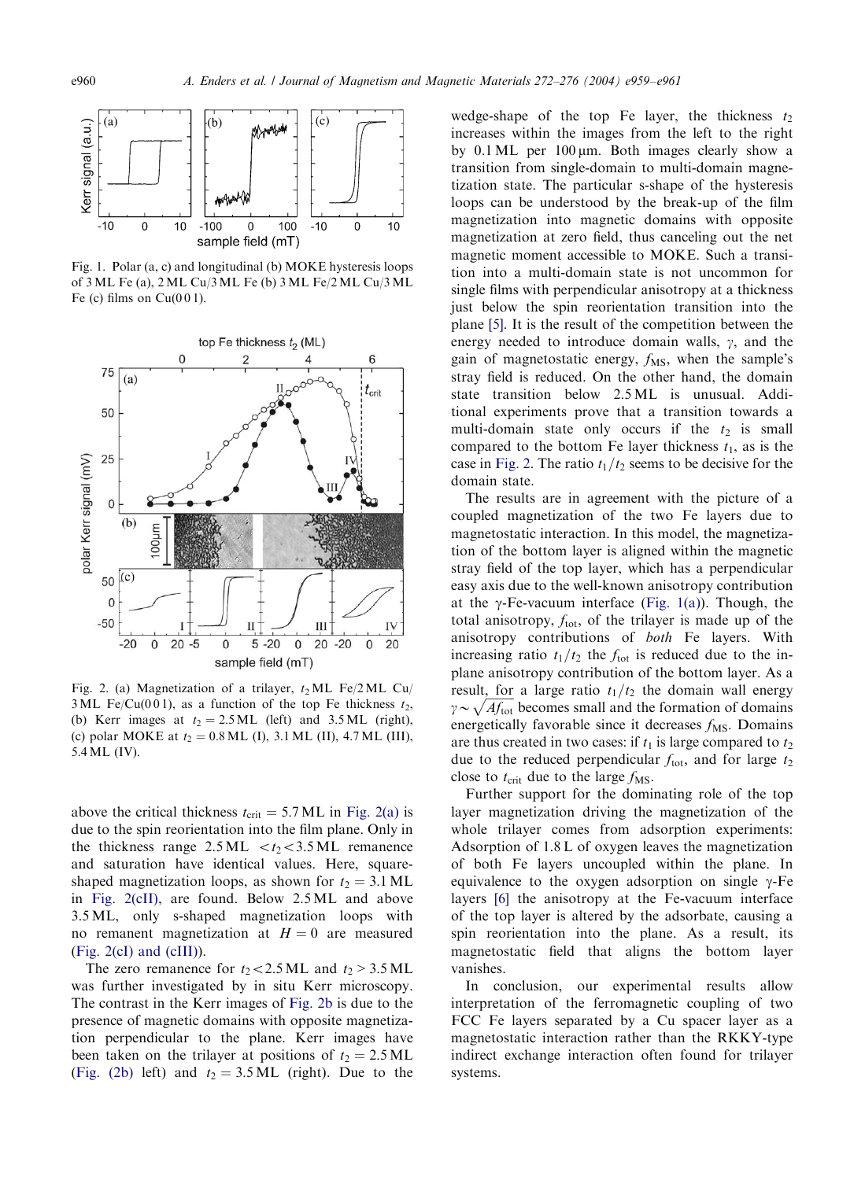Fig. 1. Polar (a, c) and longitudinal (b) MOKE hysteresis loops of 3 ML Fe (a), 2 ML Cu/3 ML Fe (b) 3 ML Fe/2 ML Cu/3 ML Fe (c) films on Cu(0 0 1).

Fig. 2. (a) Magnetization of a trilayer, $t_2$ ML Fe/2 ML Cu/3 ML Fe/Cu(0 0 1), as a function of the top Fe thickness $t_2$, (b) Kerr images at $t_2 = 2.5$ ML (left) and 3.5 ML (right), (c) polar MOKE at $t_2 = 0.8$ ML (I), 3.1 ML (II), 4.7 ML (III), 5.4 ML (IV).

above the critical thickness $t_{crit} = 5.7$ ML in Fig. 2(a) is due to the spin reorientation into the film plane. Only in the thickness range 2.5 ML $< t_2 <$ 3.5 ML remanence and saturation have identical values. Here, square-shaped magnetization loops, as shown for $t_2 = 3.1$ ML in Fig. 2(cII), are found. Below 2.5 ML and above 3.5 ML, only s-shaped magnetization loops with no remanent magnetization at $H = 0$ are measured (Fig. 2(cI) and (cIII)).

The zero remanence for $t_2 < 2.5$ ML and $t_2 > 3.5$ ML was further investigated by in situ Kerr microscopy. The contrast in the Kerr images of Fig. 2b is due to the presence of magnetic domains with opposite magnetization perpendicular to the plane. Kerr images have been taken on the trilayer at positions of $t_2 = 2.5$ ML (Fig. (2b) left) and $t_2 = 3.5$ ML (right). Due to the wedge-shape of the top Fe layer, the thickness $t_2$ increases within the images from the left to the right by 0.1 ML per 100 μm. Both images clearly show a transition from single-domain to multi-domain magnetization state. The particular s-shape of the hysteresis loops can be understood by the break-up of the film magnetization into magnetic domains with opposite magnetization at zero field, thus canceling out the net magnetic moment accessible to MOKE. Such a transition into a multi-domain state is not uncommon for single films with perpendicular anisotropy at a thickness just below the spin reorientation transition into the plane [5]. It is the result of the competition between the energy needed to introduce domain walls, $\gamma$, and the gain of magnetostatic energy, $f_{MS}$, when the sample's stray field is reduced. On the other hand, the domain state transition below 2.5 ML is unusual. Additional experiments prove that a transition towards a multi-domain state only occurs if the $t_2$ is small compared to the bottom Fe layer thickness $t_1$, as is the case in Fig. 2. The ratio $t_1/t_2$ seems to be decisive for the domain state.

The results are in agreement with the picture of a coupled magnetization of the two Fe layers due to magnetostatic interaction. In this model, the magnetization of the bottom layer is aligned within the magnetic stray field of the top layer, which has a perpendicular easy axis due to the well-known anisotropy contribution at the γ-Fe-vacuum interface (Fig. 1(a)). Though, the total anisotropy, $f_{tot}$, of the trilayer is made up of the anisotropy contributions of *both* Fe layers. With increasing ratio $t_1/t_2$ the $f_{tot}$ is reduced due to the in-plane anisotropy contribution of the bottom layer. As a result, for a large ratio $t_1/t_2$ the domain wall energy $\gamma \sim \sqrt{Af_{tot}}$ becomes small and the formation of domains energetically favorable since it decreases $f_{MS}$. Domains are thus created in two cases: if $t_1$ is large compared to $t_2$ due to the reduced perpendicular $f_{tot}$, and for large $t_2$ close to $t_{crit}$ due to the large $f_{MS}$.

Further support for the dominating role of the top layer magnetization driving the magnetization of the whole trilayer comes from adsorption experiments: Adsorption of 1.8 L of oxygen leaves the magnetization of both Fe layers uncoupled within the plane. In equivalence to the oxygen adsorption on single γ-Fe layers [6] the anisotropy at the Fe-vacuum interface of the top layer is altered by the adsorbate, causing a spin reorientation into the plane. As a result, its magnetostatic field that aligns the bottom layer vanishes.

In conclusion, our experimental results allow interpretation of the ferromagnetic coupling of two FCC Fe layers separated by a Cu spacer layer as a magnetostatic interaction rather than the RKKY-type indirect exchange interaction often found for trilayer systems.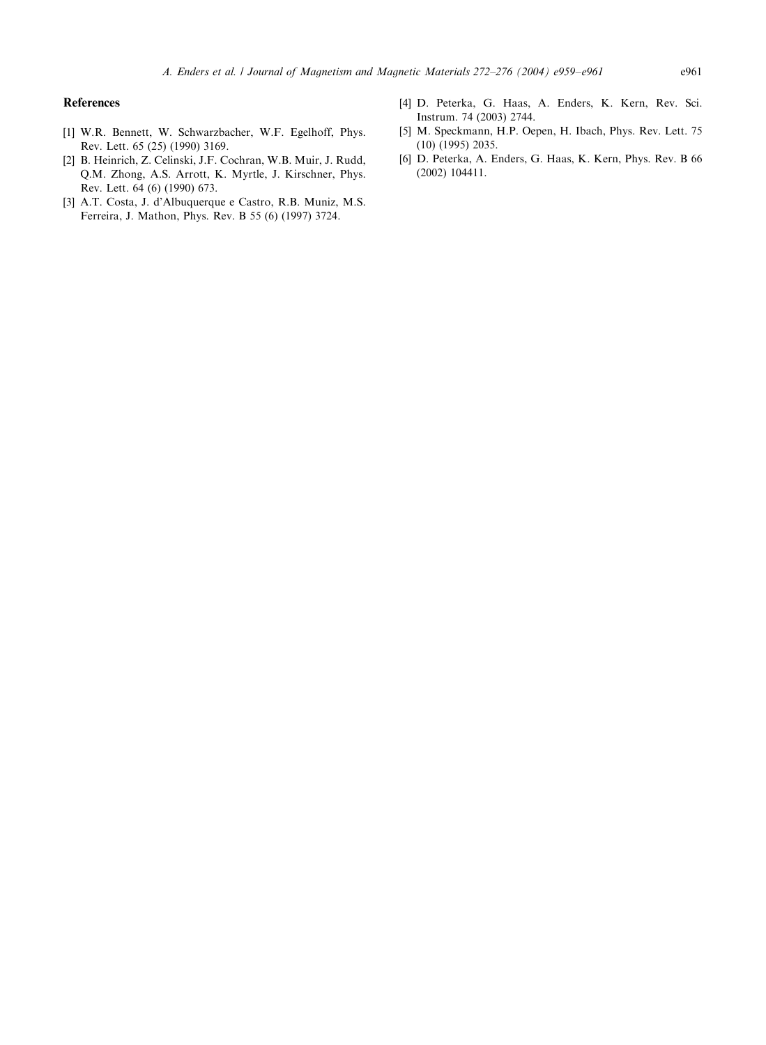## References

[1] W.R. Bennett, W. Schwarzbacher, W.F. Egelhoff, Phys. Rev. Lett. 65 (25) (1990) 3169.

[2] B. Heinrich, Z. Celinski, J.F. Cochran, W.B. Muir, J. Rudd, Q.M. Zhong, A.S. Arrott, K. Myrtle, J. Kirschner, Phys. Rev. Lett. 64 (6) (1990) 673.

[3] A.T. Costa, J. d'Albuquerque e Castro, R.B. Muniz, M.S. Ferreira, J. Mathon, Phys. Rev. B 55 (6) (1997) 3724.

[4] D. Peterka, G. Haas, A. Enders, K. Kern, Rev. Sci. Instrum. 74 (2003) 2744.

[5] M. Speckmann, H.P. Oepen, H. Ibach, Phys. Rev. Lett. 75 (10) (1995) 2035.

[6] D. Peterka, A. Enders, G. Haas, K. Kern, Phys. Rev. B 66 (2002) 104411.